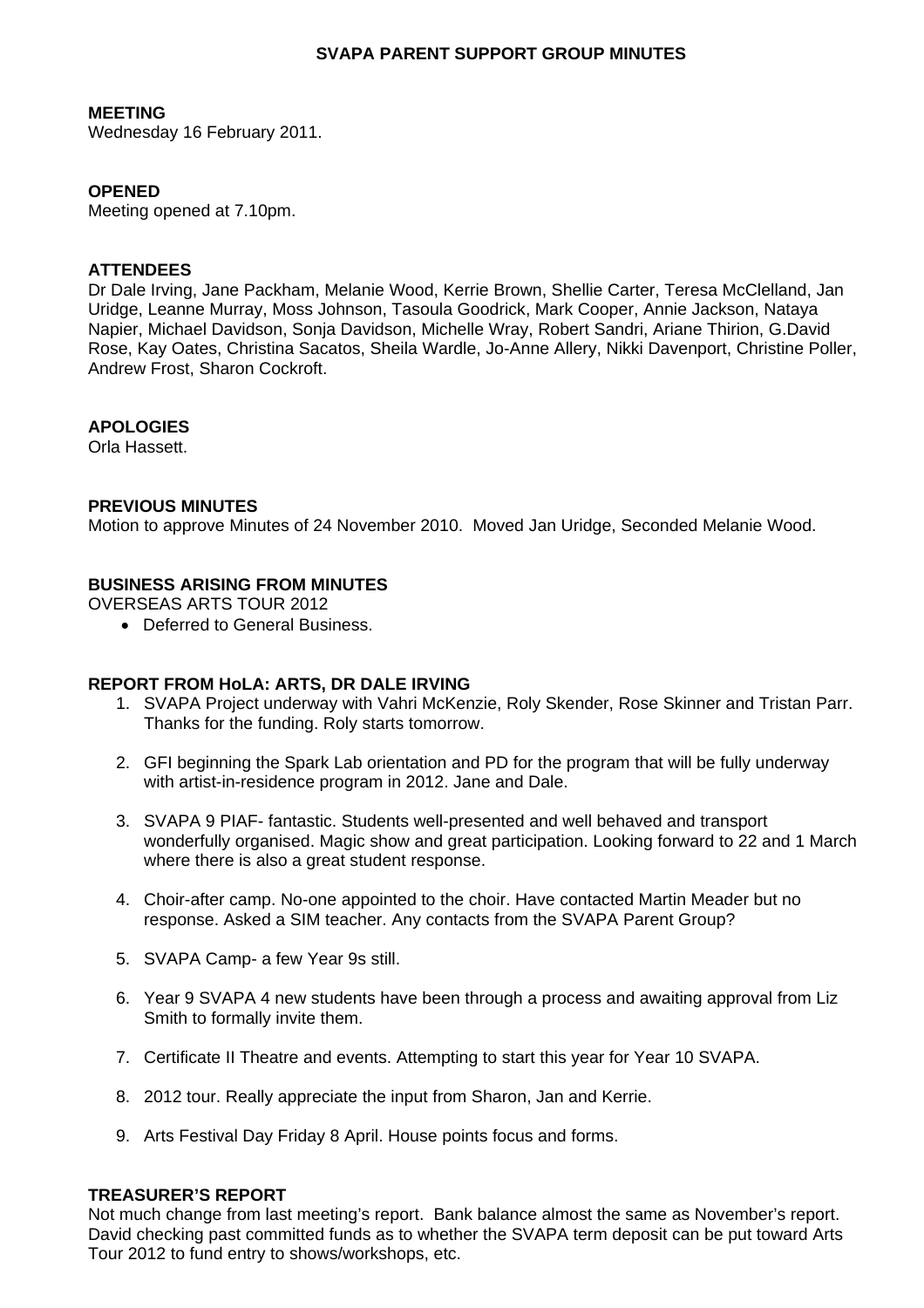# SVAPA PARENT SUPPORT GROUP MINUTES

**MEETING**
Wednesday 16 February 2011.

**OPENED**
Meeting opened at 7.10pm.

**ATTENDEES**
Dr Dale Irving, Jane Packham, Melanie Wood, Kerrie Brown, Shellie Carter, Teresa McClelland, Jan Uridge, Leanne Murray, Moss Johnson, Tasoula Goodrick, Mark Cooper, Annie Jackson, Nataya Napier, Michael Davidson, Sonja Davidson, Michelle Wray, Robert Sandri, Ariane Thirion, G.David Rose, Kay Oates, Christina Sacatos, Sheila Wardle, Jo-Anne Allery, Nikki Davenport, Christine Poller, Andrew Frost, Sharon Cockroft.

**APOLOGIES**
Orla Hassett.

**PREVIOUS MINUTES**
Motion to approve Minutes of 24 November 2010. Moved Jan Uridge, Seconded Melanie Wood.

**BUSINESS ARISING FROM MINUTES**
OVERSEAS ARTS TOUR 2012

- Deferred to General Business.

**REPORT FROM HoLA: ARTS, DR DALE IRVING**

1. SVAPA Project underway with Vahri McKenzie, Roly Skender, Rose Skinner and Tristan Parr. Thanks for the funding. Roly starts tomorrow.
2. GFI beginning the Spark Lab orientation and PD for the program that will be fully underway with artist-in-residence program in 2012. Jane and Dale.
3. SVAPA 9 PIAF- fantastic. Students well-presented and well behaved and transport wonderfully organised. Magic show and great participation. Looking forward to 22 and 1 March where there is also a great student response.
4. Choir-after camp. No-one appointed to the choir. Have contacted Martin Meader but no response. Asked a SIM teacher. Any contacts from the SVAPA Parent Group?
5. SVAPA Camp- a few Year 9s still.
6. Year 9 SVAPA 4 new students have been through a process and awaiting approval from Liz Smith to formally invite them.
7. Certificate II Theatre and events. Attempting to start this year for Year 10 SVAPA.
8. 2012 tour. Really appreciate the input from Sharon, Jan and Kerrie.
9. Arts Festival Day Friday 8 April. House points focus and forms.

**TREASURER'S REPORT**
Not much change from last meeting's report. Bank balance almost the same as November's report. David checking past committed funds as to whether the SVAPA term deposit can be put toward Arts Tour 2012 to fund entry to shows/workshops, etc.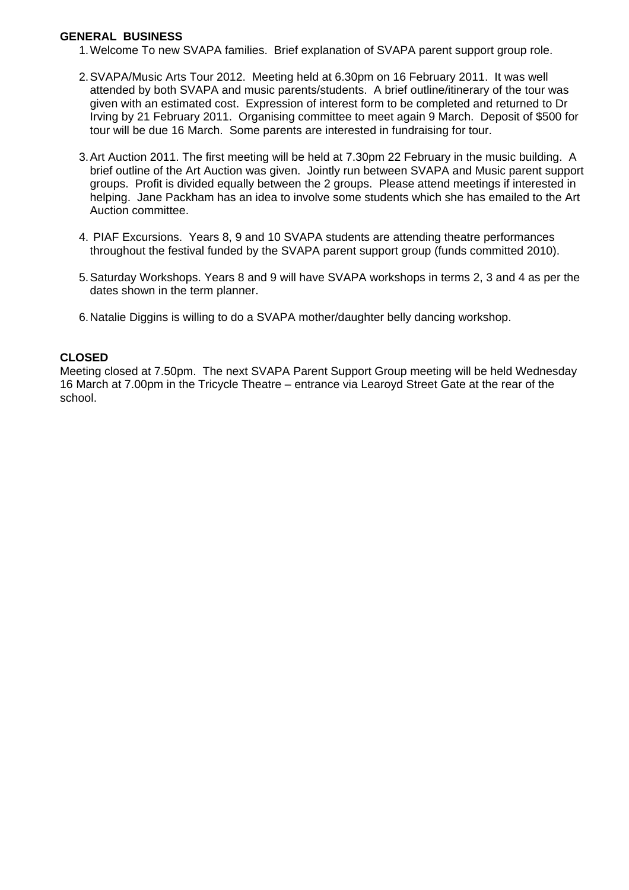**GENERAL BUSINESS**

1. Welcome To new SVAPA families. Brief explanation of SVAPA parent support group role.

2. SVAPA/Music Arts Tour 2012. Meeting held at 6.30pm on 16 February 2011. It was well attended by both SVAPA and music parents/students. A brief outline/itinerary of the tour was given with an estimated cost. Expression of interest form to be completed and returned to Dr Irving by 21 February 2011. Organising committee to meet again 9 March. Deposit of $500 for tour will be due 16 March. Some parents are interested in fundraising for tour.

3. Art Auction 2011. The first meeting will be held at 7.30pm 22 February in the music building. A brief outline of the Art Auction was given. Jointly run between SVAPA and Music parent support groups. Profit is divided equally between the 2 groups. Please attend meetings if interested in helping. Jane Packham has an idea to involve some students which she has emailed to the Art Auction committee.

4. PIAF Excursions. Years 8, 9 and 10 SVAPA students are attending theatre performances throughout the festival funded by the SVAPA parent support group (funds committed 2010).

5. Saturday Workshops. Years 8 and 9 will have SVAPA workshops in terms 2, 3 and 4 as per the dates shown in the term planner.

6. Natalie Diggins is willing to do a SVAPA mother/daughter belly dancing workshop.

**CLOSED**

Meeting closed at 7.50pm. The next SVAPA Parent Support Group meeting will be held Wednesday 16 March at 7.00pm in the Tricycle Theatre – entrance via Learoyd Street Gate at the rear of the school.